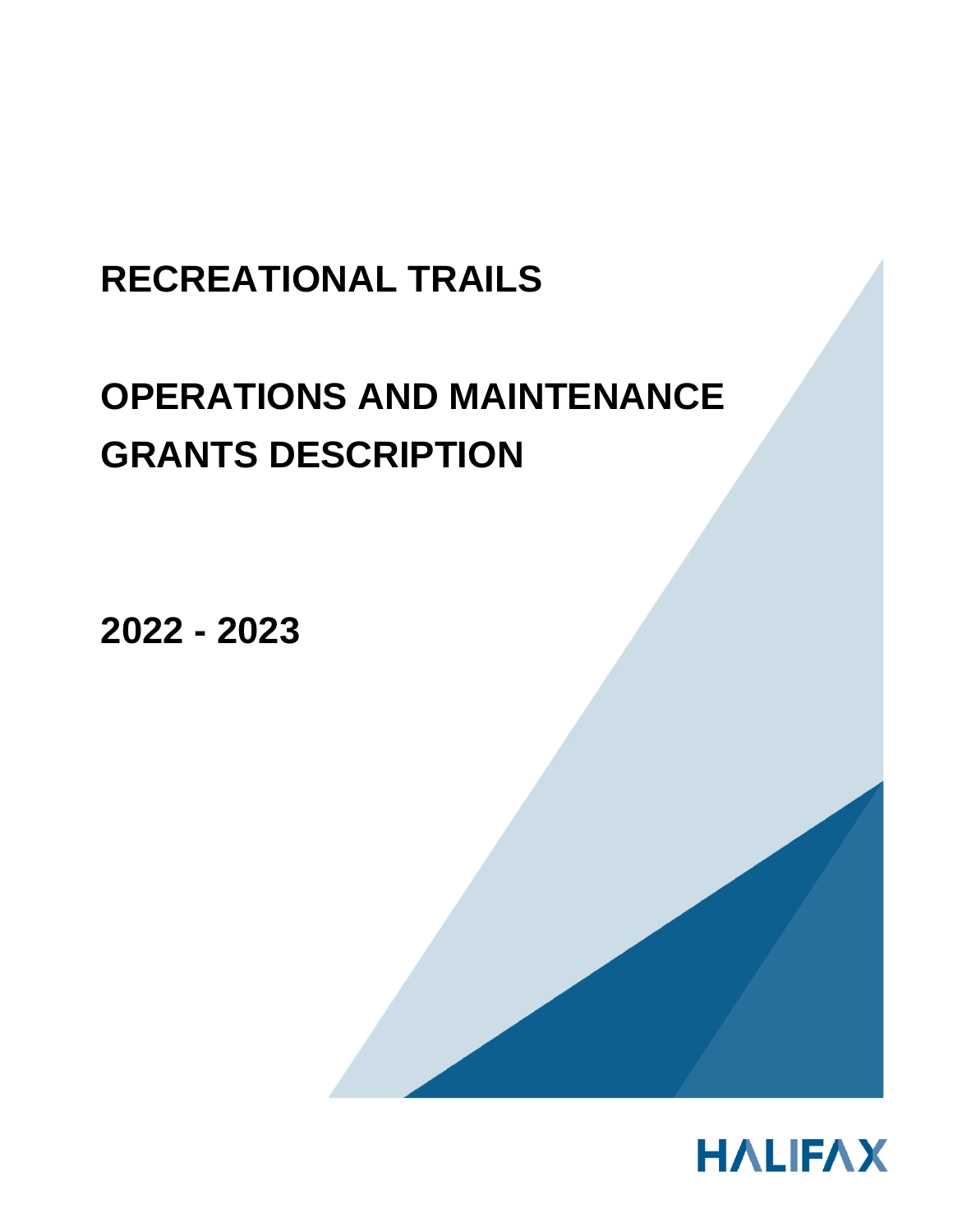# RECREATIONAL TRAILS

# OPERATIONS AND MAINTENANCE GRANTS DESCRIPTION

## 2022 - 2023

HALIFAX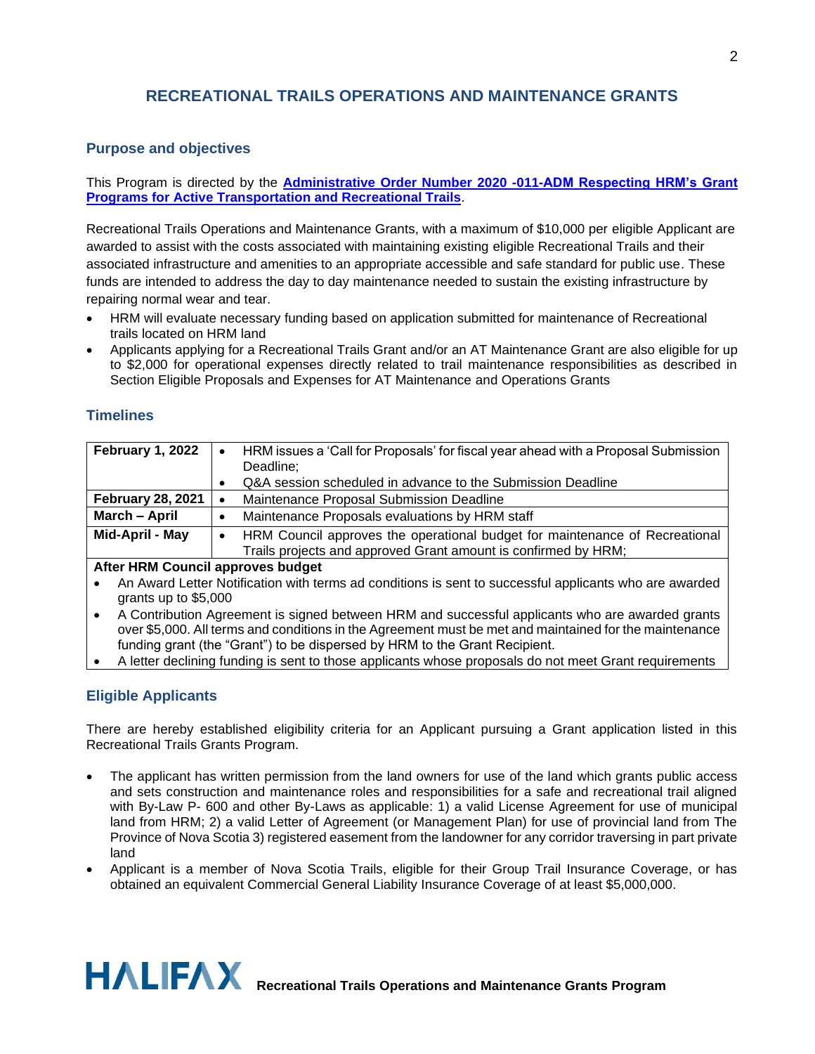# RECREATIONAL TRAILS OPERATIONS AND MAINTENANCE GRANTS

## Purpose and objectives

This Program is directed by the **[Administrative Order Number 2020 -011-ADM Respecting HRM's Grant Programs for Active Transportation and Recreational Trails]()**.

Recreational Trails Operations and Maintenance Grants, with a maximum of $10,000 per eligible Applicant are awarded to assist with the costs associated with maintaining existing eligible Recreational Trails and their associated infrastructure and amenities to an appropriate accessible and safe standard for public use. These funds are intended to address the day to day maintenance needed to sustain the existing infrastructure by repairing normal wear and tear.

- HRM will evaluate necessary funding based on application submitted for maintenance of Recreational trails located on HRM land
- Applicants applying for a Recreational Trails Grant and/or an AT Maintenance Grant are also eligible for up to $2,000 for operational expenses directly related to trail maintenance responsibilities as described in Section Eligible Proposals and Expenses for AT Maintenance and Operations Grants

## Timelines

| | |
|---|---|
| **February 1, 2022** | • HRM issues a 'Call for Proposals' for fiscal year ahead with a Proposal Submission Deadline;<br>• Q&A session scheduled in advance to the Submission Deadline |
| **February 28, 2021** | • Maintenance Proposal Submission Deadline |
| **March – April** | • Maintenance Proposals evaluations by HRM staff |
| **Mid-April - May** | • HRM Council approves the operational budget for maintenance of Recreational Trails projects and approved Grant amount is confirmed by HRM; |
| **After HRM Council approves budget** | |

- An Award Letter Notification with terms ad conditions is sent to successful applicants who are awarded grants up to $5,000
- A Contribution Agreement is signed between HRM and successful applicants who are awarded grants over $5,000. All terms and conditions in the Agreement must be met and maintained for the maintenance funding grant (the "Grant") to be dispersed by HRM to the Grant Recipient.
- A letter declining funding is sent to those applicants whose proposals do not meet Grant requirements

## Eligible Applicants

There are hereby established eligibility criteria for an Applicant pursuing a Grant application listed in this Recreational Trails Grants Program.

- The applicant has written permission from the land owners for use of the land which grants public access and sets construction and maintenance roles and responsibilities for a safe and recreational trail aligned with By-Law P- 600 and other By-Laws as applicable: 1) a valid License Agreement for use of municipal land from HRM; 2) a valid Letter of Agreement (or Management Plan) for use of provincial land from The Province of Nova Scotia 3) registered easement from the landowner for any corridor traversing in part private land
- Applicant is a member of Nova Scotia Trails, eligible for their Group Trail Insurance Coverage, or has obtained an equivalent Commercial General Liability Insurance Coverage of at least $5,000,000.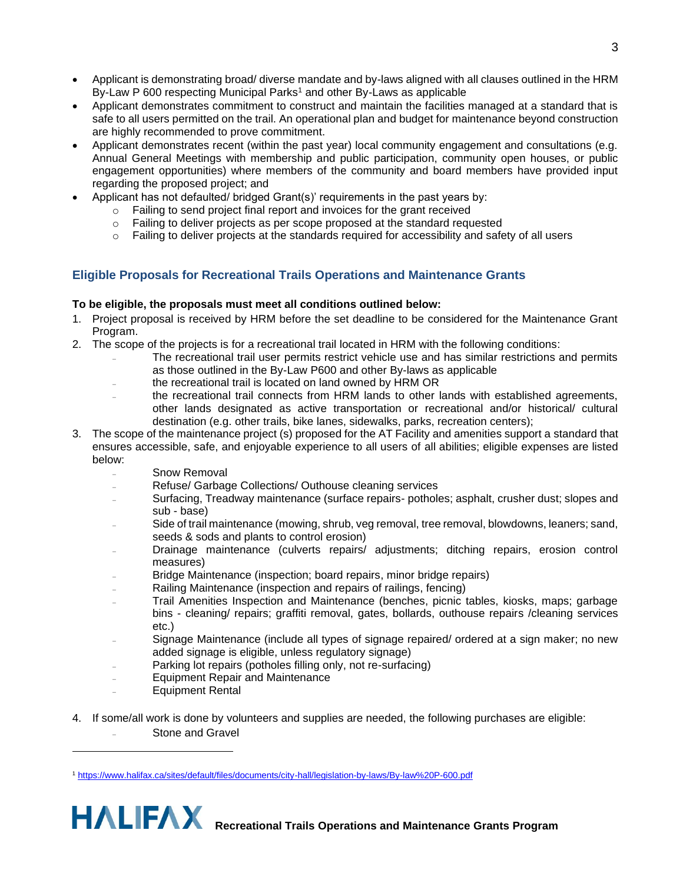- Applicant is demonstrating broad/ diverse mandate and by-laws aligned with all clauses outlined in the HRM By-Law P 600 respecting Municipal Parks[1] and other By-Laws as applicable
- Applicant demonstrates commitment to construct and maintain the facilities managed at a standard that is safe to all users permitted on the trail. An operational plan and budget for maintenance beyond construction are highly recommended to prove commitment.
- Applicant demonstrates recent (within the past year) local community engagement and consultations (e.g. Annual General Meetings with membership and public participation, community open houses, or public engagement opportunities) where members of the community and board members have provided input regarding the proposed project; and
- Applicant has not defaulted/ bridged Grant(s)' requirements in the past years by:
  - Failing to send project final report and invoices for the grant received
  - Failing to deliver projects as per scope proposed at the standard requested
  - Failing to deliver projects at the standards required for accessibility and safety of all users

## Eligible Proposals for Recreational Trails Operations and Maintenance Grants

**To be eligible, the proposals must meet all conditions outlined below:**

1. Project proposal is received by HRM before the set deadline to be considered for the Maintenance Grant Program.
2. The scope of the projects is for a recreational trail located in HRM with the following conditions:
   - The recreational trail user permits restrict vehicle use and has similar restrictions and permits as those outlined in the By-Law P600 and other By-laws as applicable
   - the recreational trail is located on land owned by HRM OR
   - the recreational trail connects from HRM lands to other lands with established agreements, other lands designated as active transportation or recreational and/or historical/ cultural destination (e.g. other trails, bike lanes, sidewalks, parks, recreation centers);
3. The scope of the maintenance project (s) proposed for the AT Facility and amenities support a standard that ensures accessible, safe, and enjoyable experience to all users of all abilities; eligible expenses are listed below:
   - Snow Removal
   - Refuse/ Garbage Collections/ Outhouse cleaning services
   - Surfacing, Treadway maintenance (surface repairs- potholes; asphalt, crusher dust; slopes and sub - base)
   - Side of trail maintenance (mowing, shrub, veg removal, tree removal, blowdowns, leaners; sand, seeds & sods and plants to control erosion)
   - Drainage maintenance (culverts repairs/ adjustments; ditching repairs, erosion control measures)
   - Bridge Maintenance (inspection; board repairs, minor bridge repairs)
   - Railing Maintenance (inspection and repairs of railings, fencing)
   - Trail Amenities Inspection and Maintenance (benches, picnic tables, kiosks, maps; garbage bins - cleaning/ repairs; graffiti removal, gates, bollards, outhouse repairs /cleaning services etc.)
   - Signage Maintenance (include all types of signage repaired/ ordered at a sign maker; no new added signage is eligible, unless regulatory signage)
   - Parking lot repairs (potholes filling only, not re-surfacing)
   - Equipment Repair and Maintenance
   - Equipment Rental
4. If some/all work is done by volunteers and supplies are needed, the following purchases are eligible:
   - Stone and Gravel

[1] https://www.halifax.ca/sites/default/files/documents/city-hall/legislation-by-laws/By-law%20P-600.pdf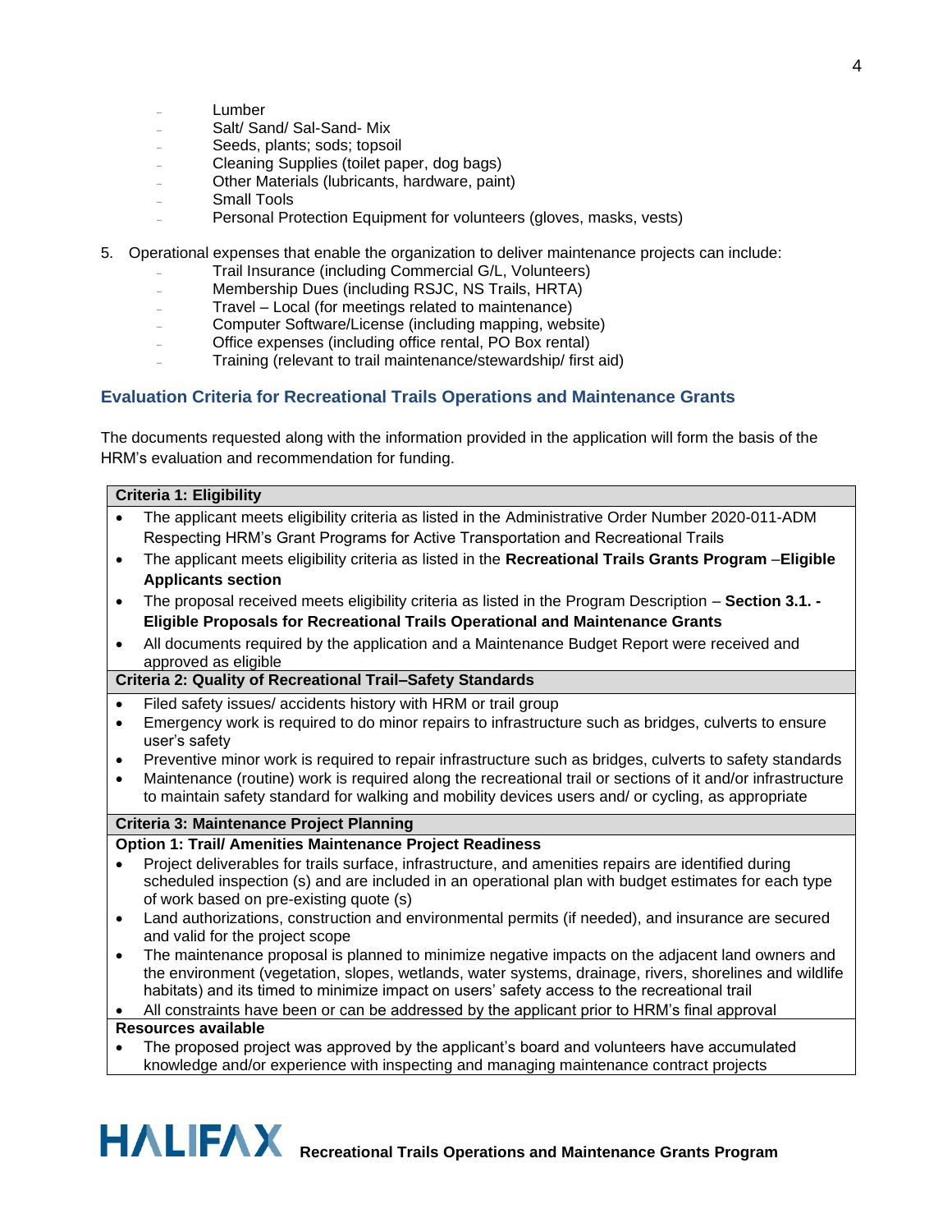- Lumber
- Salt/ Sand/ Sal-Sand- Mix
- Seeds, plants; sods; topsoil
- Cleaning Supplies (toilet paper, dog bags)
- Other Materials (lubricants, hardware, paint)
- Small Tools
- Personal Protection Equipment for volunteers (gloves, masks, vests)

5. Operational expenses that enable the organization to deliver maintenance projects can include:
   - Trail Insurance (including Commercial G/L, Volunteers)
   - Membership Dues (including RSJC, NS Trails, HRTA)
   - Travel – Local (for meetings related to maintenance)
   - Computer Software/License (including mapping, website)
   - Office expenses (including office rental, PO Box rental)
   - Training (relevant to trail maintenance/stewardship/ first aid)

## Evaluation Criteria for Recreational Trails Operations and Maintenance Grants

The documents requested along with the information provided in the application will form the basis of the HRM's evaluation and recommendation for funding.

| **Criteria 1: Eligibility** |
|---|
| • The applicant meets eligibility criteria as listed in the Administrative Order Number 2020-011-ADM Respecting HRM's Grant Programs for Active Transportation and Recreational Trails<br>• The applicant meets eligibility criteria as listed in the **Recreational Trails Grants Program** –**Eligible Applicants section**<br>• The proposal received meets eligibility criteria as listed in the Program Description – **Section 3.1. - Eligible Proposals for Recreational Trails Operational and Maintenance Grants**<br>• All documents required by the application and a Maintenance Budget Report were received and approved as eligible |
| **Criteria 2: Quality of Recreational Trail–Safety Standards** |
| • Filed safety issues/ accidents history with HRM or trail group<br>• Emergency work is required to do minor repairs to infrastructure such as bridges, culverts to ensure user's safety<br>• Preventive minor work is required to repair infrastructure such as bridges, culverts to safety standards<br>• Maintenance (routine) work is required along the recreational trail or sections of it and/or infrastructure to maintain safety standard for walking and mobility devices users and/ or cycling, as appropriate |
| **Criteria 3: Maintenance Project Planning** |
| **Option 1: Trail/ Amenities Maintenance Project Readiness** |
| • Project deliverables for trails surface, infrastructure, and amenities repairs are identified during scheduled inspection (s) and are included in an operational plan with budget estimates for each type of work based on pre-existing quote (s)<br>• Land authorizations, construction and environmental permits (if needed), and insurance are secured and valid for the project scope<br>• The maintenance proposal is planned to minimize negative impacts on the adjacent land owners and the environment (vegetation, slopes, wetlands, water systems, drainage, rivers, shorelines and wildlife habitats) and its timed to minimize impact on users' safety access to the recreational trail<br>• All constraints have been or can be addressed by the applicant prior to HRM's final approval |
| **Resources available** |
| • The proposed project was approved by the applicant's board and volunteers have accumulated knowledge and/or experience with inspecting and managing maintenance contract projects |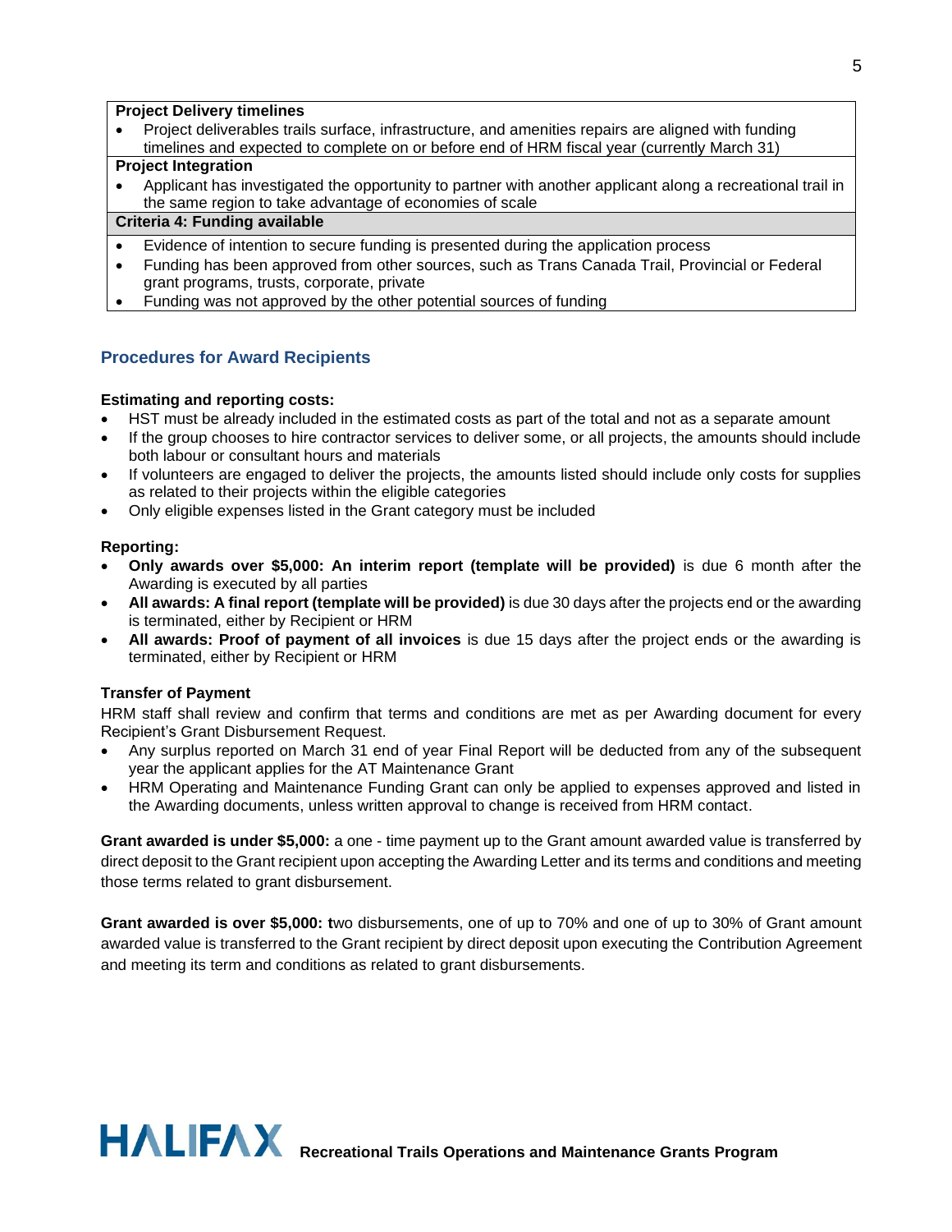| |
|---|
| **Project Delivery timelines** |
| • Project deliverables trails surface, infrastructure, and amenities repairs are aligned with funding timelines and expected to complete on or before end of HRM fiscal year (currently March 31) |
| **Project Integration** |
| • Applicant has investigated the opportunity to partner with another applicant along a recreational trail in the same region to take advantage of economies of scale |
| **Criteria 4: Funding available** |
| • Evidence of intention to secure funding is presented during the application process<br>• Funding has been approved from other sources, such as Trans Canada Trail, Provincial or Federal grant programs, trusts, corporate, private<br>• Funding was not approved by the other potential sources of funding |

## Procedures for Award Recipients

**Estimating and reporting costs:**

- HST must be already included in the estimated costs as part of the total and not as a separate amount
- If the group chooses to hire contractor services to deliver some, or all projects, the amounts should include both labour or consultant hours and materials
- If volunteers are engaged to deliver the projects, the amounts listed should include only costs for supplies as related to their projects within the eligible categories
- Only eligible expenses listed in the Grant category must be included

**Reporting:**

- **Only awards over $5,000: An interim report (template will be provided)** is due 6 month after the Awarding is executed by all parties
- **All awards: A final report (template will be provided)** is due 30 days after the projects end or the awarding is terminated, either by Recipient or HRM
- **All awards: Proof of payment of all invoices** is due 15 days after the project ends or the awarding is terminated, either by Recipient or HRM

**Transfer of Payment**

HRM staff shall review and confirm that terms and conditions are met as per Awarding document for every Recipient's Grant Disbursement Request.

- Any surplus reported on March 31 end of year Final Report will be deducted from any of the subsequent year the applicant applies for the AT Maintenance Grant
- HRM Operating and Maintenance Funding Grant can only be applied to expenses approved and listed in the Awarding documents, unless written approval to change is received from HRM contact.

**Grant awarded is under $5,000:** a one - time payment up to the Grant amount awarded value is transferred by direct deposit to the Grant recipient upon accepting the Awarding Letter and its terms and conditions and meeting those terms related to grant disbursement.

**Grant awarded is over $5,000: t**wo disbursements, one of up to 70% and one of up to 30% of Grant amount awarded value is transferred to the Grant recipient by direct deposit upon executing the Contribution Agreement and meeting its term and conditions as related to grant disbursements.